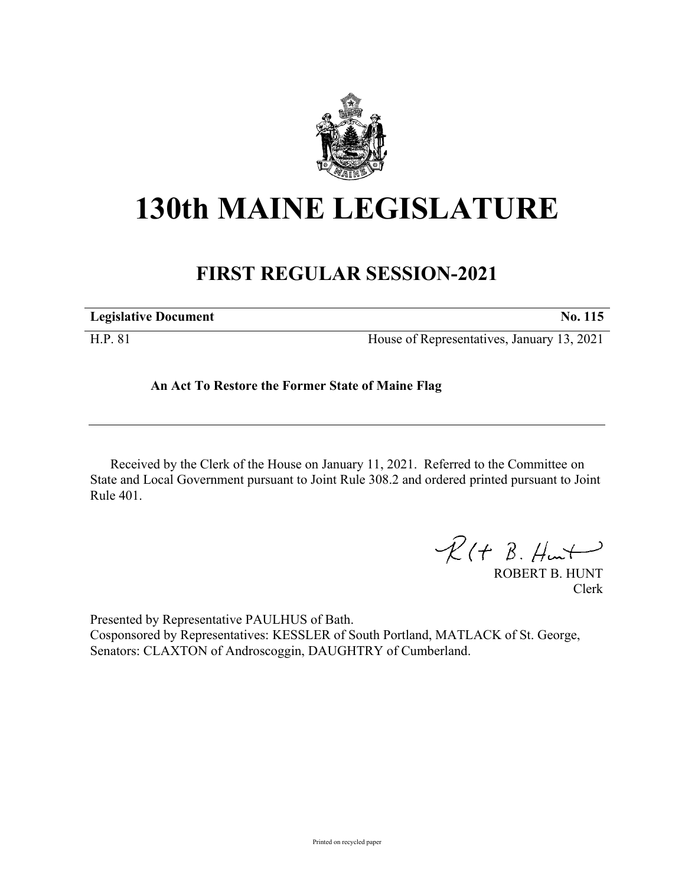# 130th MAINE LEGISLATURE

## FIRST REGULAR SESSION-2021

| **Legislative Document** | **No. 115** |
|---|---|
| H.P. 81 | House of Representatives, January 13, 2021 |

**An Act To Restore the Former State of Maine Flag**

Received by the Clerk of the House on January 11, 2021. Referred to the Committee on State and Local Government pursuant to Joint Rule 308.2 and ordered printed pursuant to Joint Rule 401.

ROBERT B. HUNT
Clerk

Presented by Representative PAULHUS of Bath.
Cosponsored by Representatives: KESSLER of South Portland, MATLACK of St. George, Senators: CLAXTON of Androscoggin, DAUGHTRY of Cumberland.

Printed on recycled paper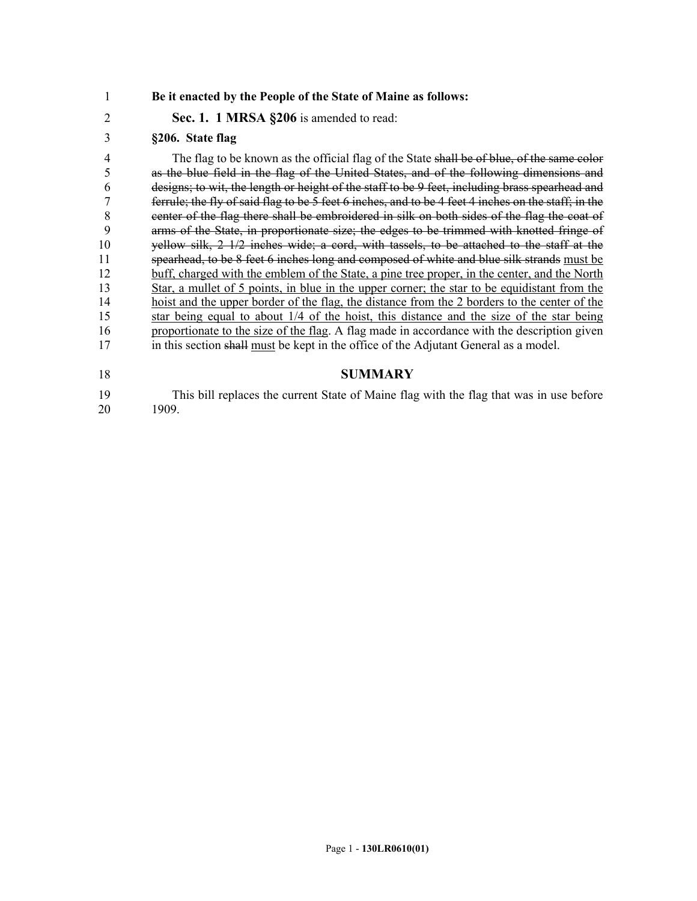**Be it enacted by the People of the State of Maine as follows:**

**Sec. 1. 1 MRSA §206** is amended to read:

**§206. State flag**

The flag to be known as the official flag of the State ~~shall be of blue, of the same color as the blue field in the flag of the United States, and of the following dimensions and designs; to wit, the length or height of the staff to be 9 feet, including brass spearhead and ferrule; the fly of said flag to be 5 feet 6 inches, and to be 4 feet 4 inches on the staff; in the center of the flag there shall be embroidered in silk on both sides of the flag the coat of arms of the State, in proportionate size; the edges to be trimmed with knotted fringe of yellow silk, 2 1/2 inches wide; a cord, with tassels, to be attached to the staff at the spearhead, to be 8 feet 6 inches long and composed of white and blue silk strands~~ <u>must be buff, charged with the emblem of the State, a pine tree proper, in the center, and the North Star, a mullet of 5 points, in blue in the upper corner; the star to be equidistant from the hoist and the upper border of the flag, the distance from the 2 borders to the center of the star being equal to about 1/4 of the hoist, this distance and the size of the star being proportionate to the size of the flag</u>. A flag made in accordance with the description given in this section ~~shall~~ <u>must</u> be kept in the office of the Adjutant General as a model.

## SUMMARY

This bill replaces the current State of Maine flag with the flag that was in use before 1909.